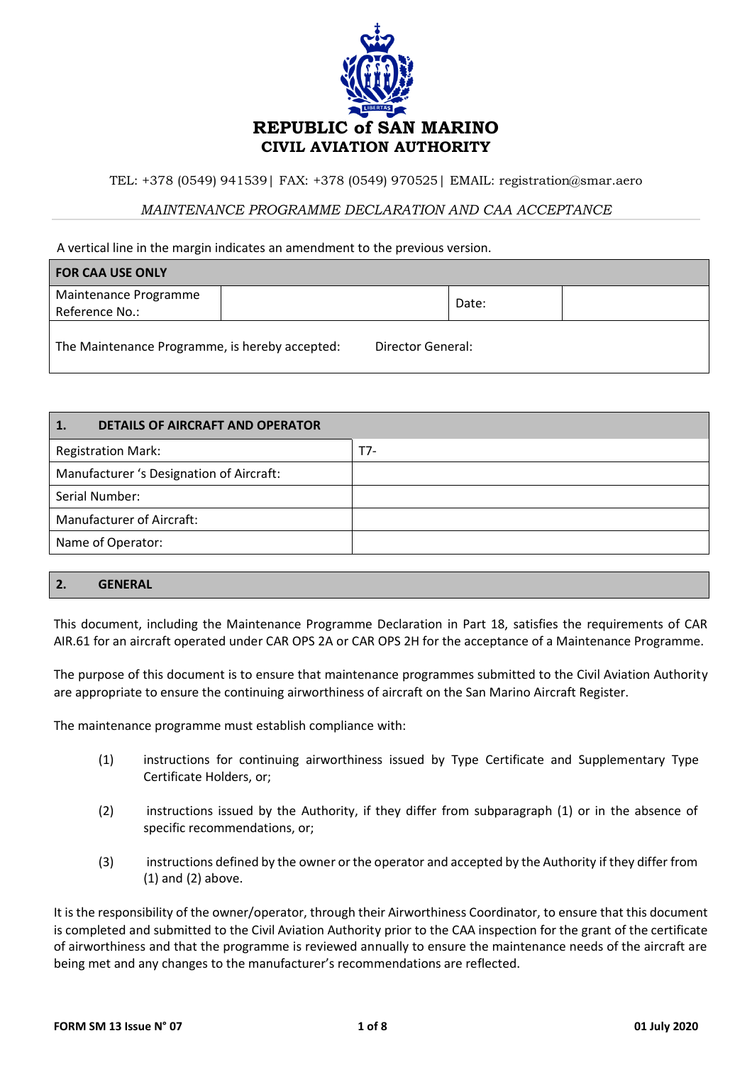# REPUBLIC of SAN MARINO
## CIVIL AVIATION AUTHORITY

TEL: +378 (0549) 941539| FAX: +378 (0549) 970525| EMAIL: registration@smar.aero

*MAINTENANCE PROGRAMME DECLARATION AND CAA ACCEPTANCE*

A vertical line in the margin indicates an amendment to the previous version.

| **FOR CAA USE ONLY** | | | |
|---|---|---|---|
| Maintenance Programme Reference No.: | | Date: | |
| The Maintenance Programme, is hereby accepted: | | Director General: | |

| **1. DETAILS OF AIRCRAFT AND OPERATOR** | |
|---|---|
| Registration Mark: | T7- |
| Manufacturer 's Designation of Aircraft: | |
| Serial Number: | |
| Manufacturer of Aircraft: | |
| Name of Operator: | |

## 2. GENERAL

This document, including the Maintenance Programme Declaration in Part 18, satisfies the requirements of CAR AIR.61 for an aircraft operated under CAR OPS 2A or CAR OPS 2H for the acceptance of a Maintenance Programme.

The purpose of this document is to ensure that maintenance programmes submitted to the Civil Aviation Authority are appropriate to ensure the continuing airworthiness of aircraft on the San Marino Aircraft Register.

The maintenance programme must establish compliance with:

(1) instructions for continuing airworthiness issued by Type Certificate and Supplementary Type Certificate Holders, or;

(2) instructions issued by the Authority, if they differ from subparagraph (1) or in the absence of specific recommendations, or;

(3) instructions defined by the owner or the operator and accepted by the Authority if they differ from (1) and (2) above.

It is the responsibility of the owner/operator, through their Airworthiness Coordinator, to ensure that this document is completed and submitted to the Civil Aviation Authority prior to the CAA inspection for the grant of the certificate of airworthiness and that the programme is reviewed annually to ensure the maintenance needs of the aircraft are being met and any changes to the manufacturer's recommendations are reflected.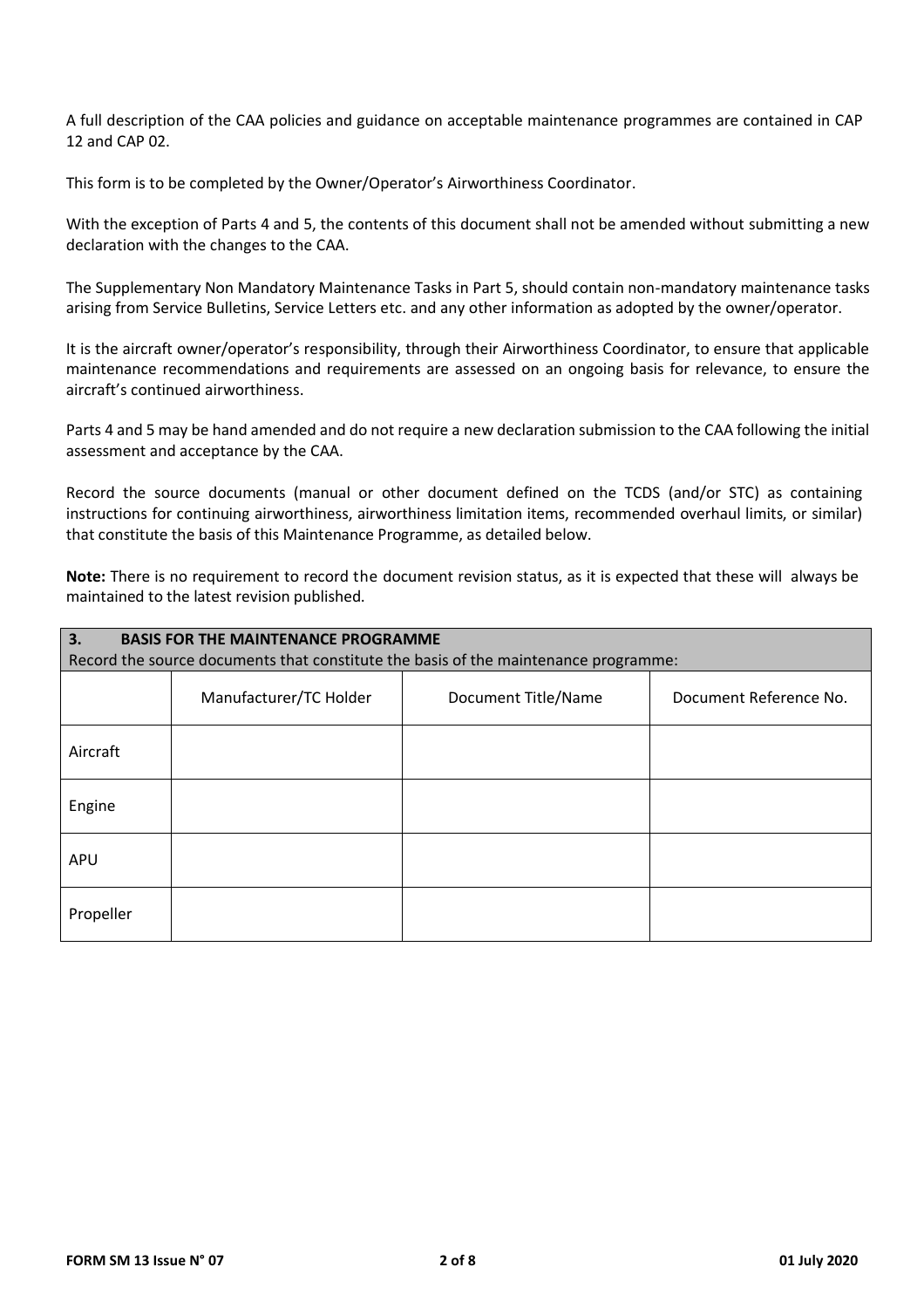A full description of the CAA policies and guidance on acceptable maintenance programmes are contained in CAP 12 and CAP 02.

This form is to be completed by the Owner/Operator's Airworthiness Coordinator.

With the exception of Parts 4 and 5, the contents of this document shall not be amended without submitting a new declaration with the changes to the CAA.

The Supplementary Non Mandatory Maintenance Tasks in Part 5, should contain non-mandatory maintenance tasks arising from Service Bulletins, Service Letters etc. and any other information as adopted by the owner/operator.

It is the aircraft owner/operator's responsibility, through their Airworthiness Coordinator, to ensure that applicable maintenance recommendations and requirements are assessed on an ongoing basis for relevance, to ensure the aircraft's continued airworthiness.

Parts 4 and 5 may be hand amended and do not require a new declaration submission to the CAA following the initial assessment and acceptance by the CAA.

Record the source documents (manual or other document defined on the TCDS (and/or STC) as containing instructions for continuing airworthiness, airworthiness limitation items, recommended overhaul limits, or similar) that constitute the basis of this Maintenance Programme, as detailed below.

**Note:** There is no requirement to record the document revision status, as it is expected that these will always be maintained to the latest revision published.

| **3. BASIS FOR THE MAINTENANCE PROGRAMME**<br>Record the source documents that constitute the basis of the maintenance programme: | | | |
|---|---|---|---|
| | Manufacturer/TC Holder | Document Title/Name | Document Reference No. |
| Aircraft | | | |
| Engine | | | |
| APU | | | |
| Propeller | | | |

FORM SM 13 Issue N° 07 — 01 July 2020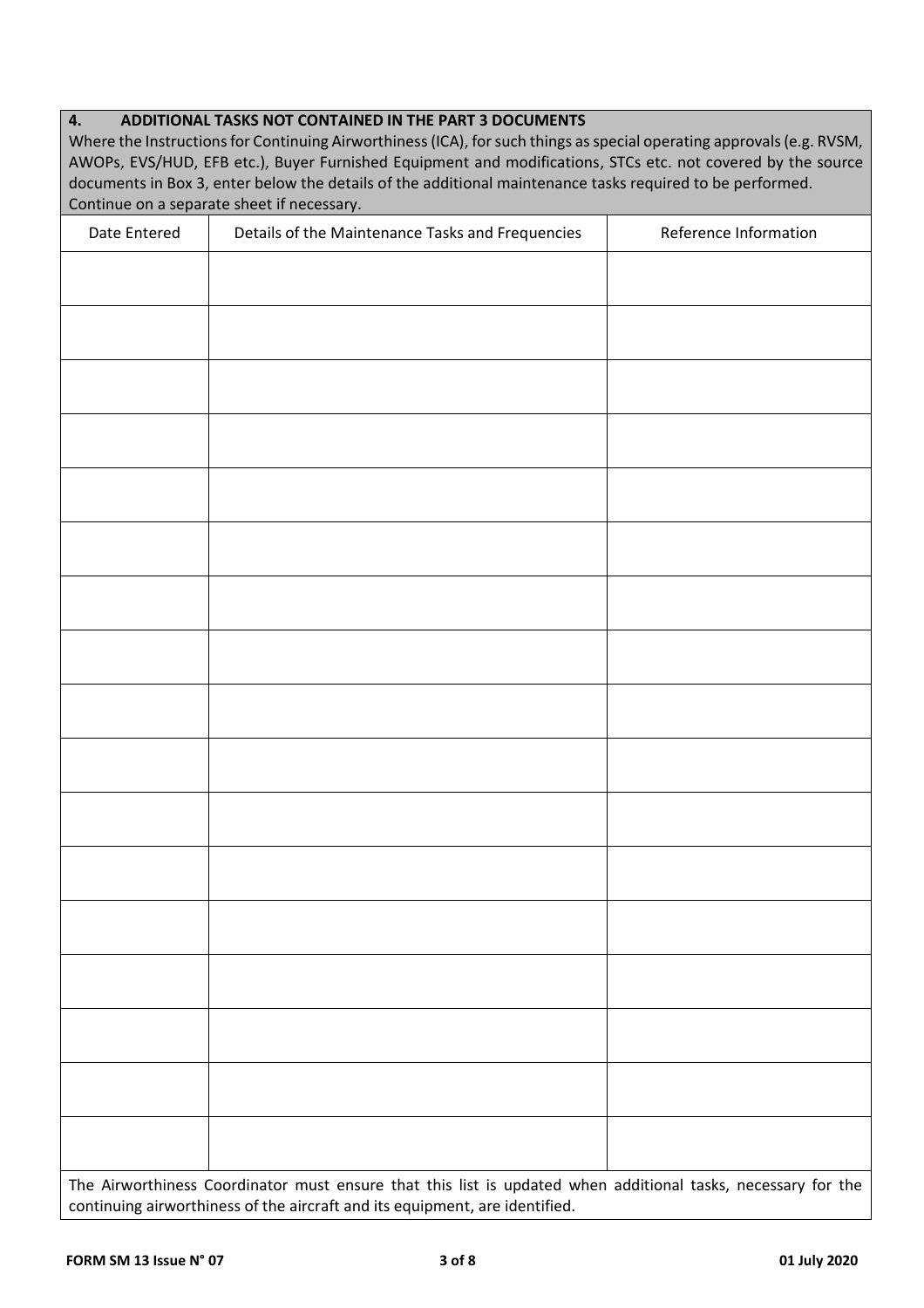## 4. ADDITIONAL TASKS NOT CONTAINED IN THE PART 3 DOCUMENTS

Where the Instructions for Continuing Airworthiness (ICA), for such things as special operating approvals (e.g. RVSM, AWOPs, EVS/HUD, EFB etc.), Buyer Furnished Equipment and modifications, STCs etc. not covered by the source documents in Box 3, enter below the details of the additional maintenance tasks required to be performed.
Continue on a separate sheet if necessary.

| Date Entered | Details of the Maintenance Tasks and Frequencies | Reference Information |
|---|---|---|
| | | |
| | | |
| | | |
| | | |
| | | |
| | | |
| | | |
| | | |
| | | |
| | | |
| | | |
| | | |
| | | |
| | | |
| | | |
| | | |
| | | |

The Airworthiness Coordinator must ensure that this list is updated when additional tasks, necessary for the continuing airworthiness of the aircraft and its equipment, are identified.

**FORM SM 13 Issue N° 07** **01 July 2020**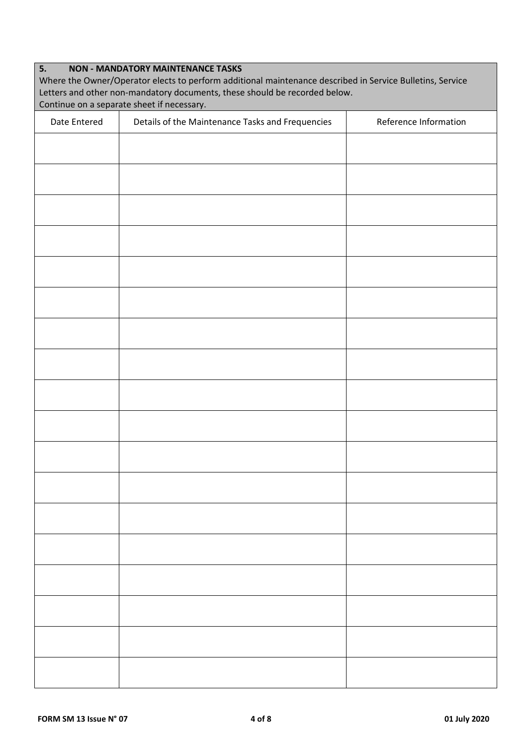## 5. NON - MANDATORY MAINTENANCE TASKS

Where the Owner/Operator elects to perform additional maintenance described in Service Bulletins, Service Letters and other non-mandatory documents, these should be recorded below.
Continue on a separate sheet if necessary.

| Date Entered | Details of the Maintenance Tasks and Frequencies | Reference Information |
|---|---|---|
| | | |
| | | |
| | | |
| | | |
| | | |
| | | |
| | | |
| | | |
| | | |
| | | |
| | | |
| | | |
| | | |
| | | |
| | | |
| | | |
| | | |
| | | |

FORM SM 13 Issue N° 07 — 01 July 2020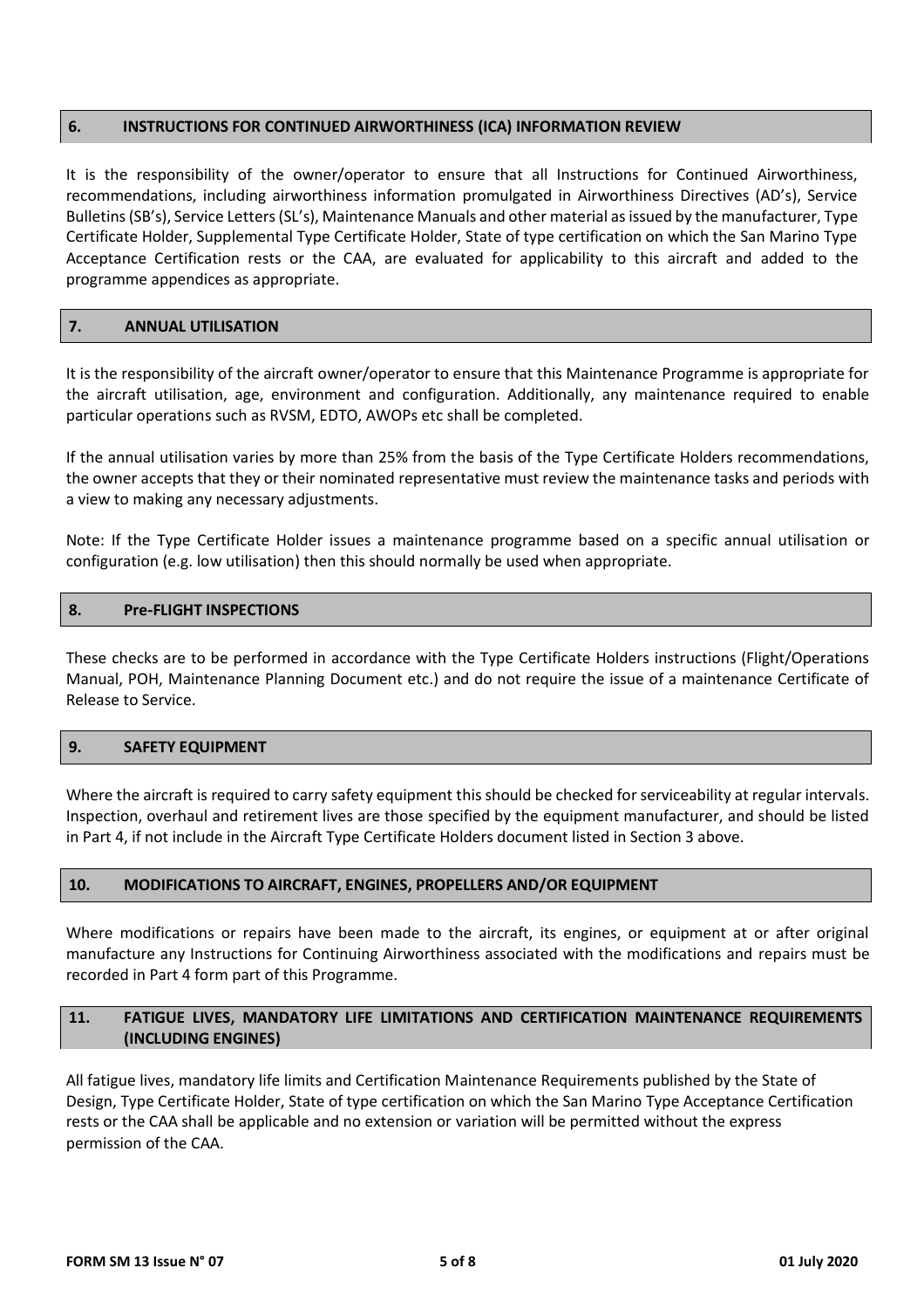## 6. INSTRUCTIONS FOR CONTINUED AIRWORTHINESS (ICA) INFORMATION REVIEW

It is the responsibility of the owner/operator to ensure that all Instructions for Continued Airworthiness, recommendations, including airworthiness information promulgated in Airworthiness Directives (AD's), Service Bulletins (SB's), Service Letters (SL's), Maintenance Manuals and other material as issued by the manufacturer, Type Certificate Holder, Supplemental Type Certificate Holder, State of type certification on which the San Marino Type Acceptance Certification rests or the CAA, are evaluated for applicability to this aircraft and added to the programme appendices as appropriate.

## 7. ANNUAL UTILISATION

It is the responsibility of the aircraft owner/operator to ensure that this Maintenance Programme is appropriate for the aircraft utilisation, age, environment and configuration. Additionally, any maintenance required to enable particular operations such as RVSM, EDTO, AWOPs etc shall be completed.

If the annual utilisation varies by more than 25% from the basis of the Type Certificate Holders recommendations, the owner accepts that they or their nominated representative must review the maintenance tasks and periods with a view to making any necessary adjustments.

Note: If the Type Certificate Holder issues a maintenance programme based on a specific annual utilisation or configuration (e.g. low utilisation) then this should normally be used when appropriate.

## 8. Pre-FLIGHT INSPECTIONS

These checks are to be performed in accordance with the Type Certificate Holders instructions (Flight/Operations Manual, POH, Maintenance Planning Document etc.) and do not require the issue of a maintenance Certificate of Release to Service.

## 9. SAFETY EQUIPMENT

Where the aircraft is required to carry safety equipment this should be checked for serviceability at regular intervals. Inspection, overhaul and retirement lives are those specified by the equipment manufacturer, and should be listed in Part 4, if not include in the Aircraft Type Certificate Holders document listed in Section 3 above.

## 10. MODIFICATIONS TO AIRCRAFT, ENGINES, PROPELLERS AND/OR EQUIPMENT

Where modifications or repairs have been made to the aircraft, its engines, or equipment at or after original manufacture any Instructions for Continuing Airworthiness associated with the modifications and repairs must be recorded in Part 4 form part of this Programme.

## 11. FATIGUE LIVES, MANDATORY LIFE LIMITATIONS AND CERTIFICATION MAINTENANCE REQUIREMENTS (INCLUDING ENGINES)

All fatigue lives, mandatory life limits and Certification Maintenance Requirements published by the State of Design, Type Certificate Holder, State of type certification on which the San Marino Type Acceptance Certification rests or the CAA shall be applicable and no extension or variation will be permitted without the express permission of the CAA.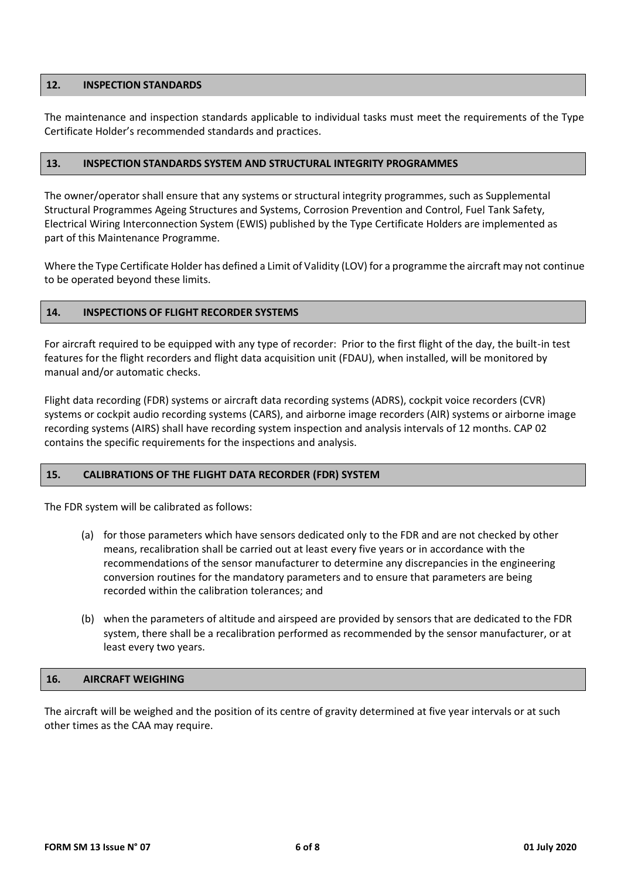## 12. INSPECTION STANDARDS

The maintenance and inspection standards applicable to individual tasks must meet the requirements of the Type Certificate Holder's recommended standards and practices.

## 13. INSPECTION STANDARDS SYSTEM AND STRUCTURAL INTEGRITY PROGRAMMES

The owner/operator shall ensure that any systems or structural integrity programmes, such as Supplemental Structural Programmes Ageing Structures and Systems, Corrosion Prevention and Control, Fuel Tank Safety, Electrical Wiring Interconnection System (EWIS) published by the Type Certificate Holders are implemented as part of this Maintenance Programme.

Where the Type Certificate Holder has defined a Limit of Validity (LOV) for a programme the aircraft may not continue to be operated beyond these limits.

## 14. INSPECTIONS OF FLIGHT RECORDER SYSTEMS

For aircraft required to be equipped with any type of recorder: Prior to the first flight of the day, the built-in test features for the flight recorders and flight data acquisition unit (FDAU), when installed, will be monitored by manual and/or automatic checks.

Flight data recording (FDR) systems or aircraft data recording systems (ADRS), cockpit voice recorders (CVR) systems or cockpit audio recording systems (CARS), and airborne image recorders (AIR) systems or airborne image recording systems (AIRS) shall have recording system inspection and analysis intervals of 12 months. CAP 02 contains the specific requirements for the inspections and analysis.

## 15. CALIBRATIONS OF THE FLIGHT DATA RECORDER (FDR) SYSTEM

The FDR system will be calibrated as follows:

(a) for those parameters which have sensors dedicated only to the FDR and are not checked by other means, recalibration shall be carried out at least every five years or in accordance with the recommendations of the sensor manufacturer to determine any discrepancies in the engineering conversion routines for the mandatory parameters and to ensure that parameters are being recorded within the calibration tolerances; and

(b) when the parameters of altitude and airspeed are provided by sensors that are dedicated to the FDR system, there shall be a recalibration performed as recommended by the sensor manufacturer, or at least every two years.

## 16. AIRCRAFT WEIGHING

The aircraft will be weighed and the position of its centre of gravity determined at five year intervals or at such other times as the CAA may require.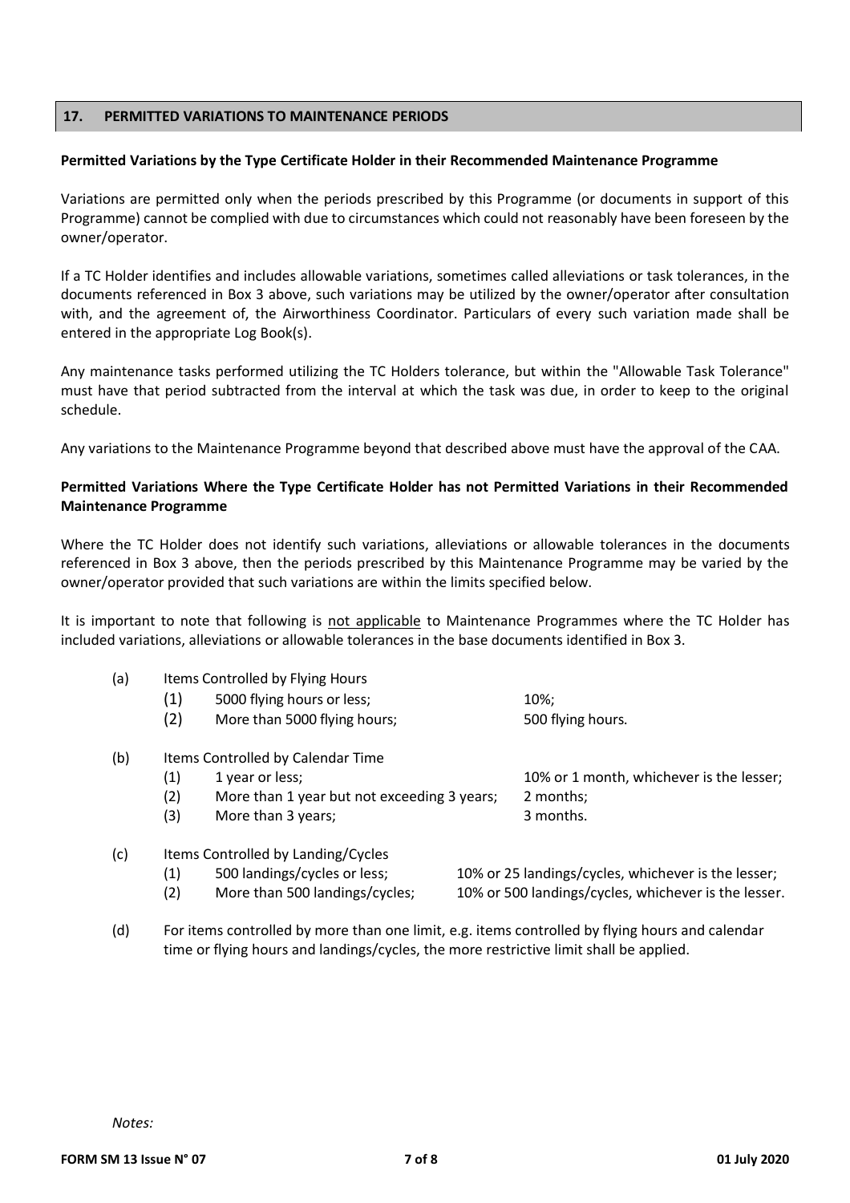## 17. PERMITTED VARIATIONS TO MAINTENANCE PERIODS

**Permitted Variations by the Type Certificate Holder in their Recommended Maintenance Programme**

Variations are permitted only when the periods prescribed by this Programme (or documents in support of this Programme) cannot be complied with due to circumstances which could not reasonably have been foreseen by the owner/operator.

If a TC Holder identifies and includes allowable variations, sometimes called alleviations or task tolerances, in the documents referenced in Box 3 above, such variations may be utilized by the owner/operator after consultation with, and the agreement of, the Airworthiness Coordinator. Particulars of every such variation made shall be entered in the appropriate Log Book(s).

Any maintenance tasks performed utilizing the TC Holders tolerance, but within the "Allowable Task Tolerance" must have that period subtracted from the interval at which the task was due, in order to keep to the original schedule.

Any variations to the Maintenance Programme beyond that described above must have the approval of the CAA.

**Permitted Variations Where the Type Certificate Holder has not Permitted Variations in their Recommended Maintenance Programme**

Where the TC Holder does not identify such variations, alleviations or allowable tolerances in the documents referenced in Box 3 above, then the periods prescribed by this Maintenance Programme may be varied by the owner/operator provided that such variations are within the limits specified below.

It is important to note that following is not applicable to Maintenance Programmes where the TC Holder has included variations, alleviations or allowable tolerances in the base documents identified in Box 3.

(a) Items Controlled by Flying Hours
- (1) 5000 flying hours or less; 10%;
- (2) More than 5000 flying hours; 500 flying hours.

(b) Items Controlled by Calendar Time
- (1) 1 year or less; 10% or 1 month, whichever is the lesser;
- (2) More than 1 year but not exceeding 3 years; 2 months;
- (3) More than 3 years; 3 months.

(c) Items Controlled by Landing/Cycles
- (1) 500 landings/cycles or less; 10% or 25 landings/cycles, whichever is the lesser;
- (2) More than 500 landings/cycles; 10% or 500 landings/cycles, whichever is the lesser.

(d) For items controlled by more than one limit, e.g. items controlled by flying hours and calendar time or flying hours and landings/cycles, the more restrictive limit shall be applied.

*Notes:*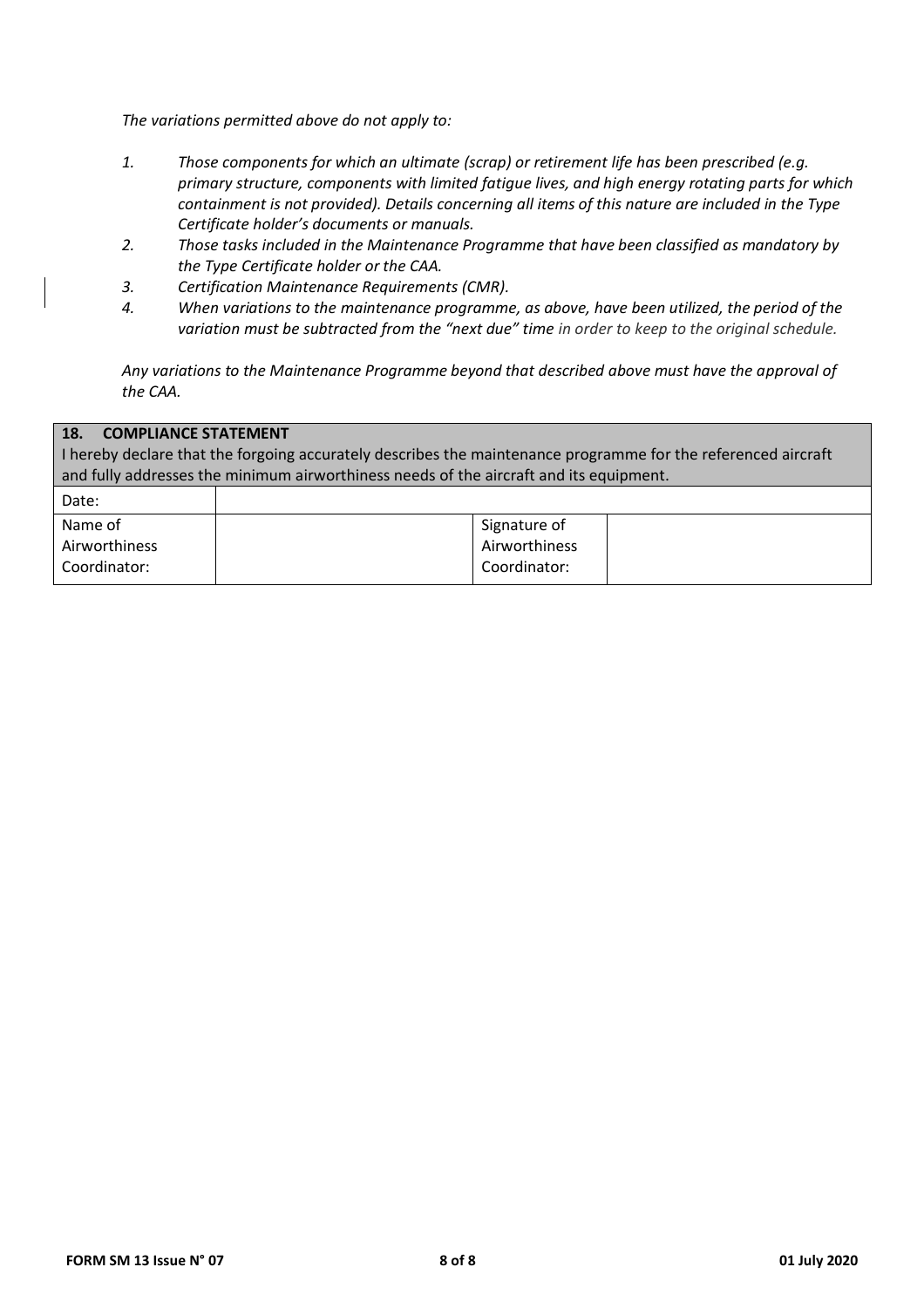*The variations permitted above do not apply to:*

1. *Those components for which an ultimate (scrap) or retirement life has been prescribed (e.g. primary structure, components with limited fatigue lives, and high energy rotating parts for which containment is not provided). Details concerning all items of this nature are included in the Type Certificate holder's documents or manuals.*
2. *Those tasks included in the Maintenance Programme that have been classified as mandatory by the Type Certificate holder or the CAA.*
3. *Certification Maintenance Requirements (CMR).*
4. *When variations to the maintenance programme, as above, have been utilized, the period of the variation must be subtracted from the "next due" time in order to keep to the original schedule.*

*Any variations to the Maintenance Programme beyond that described above must have the approval of the CAA.*

**18. COMPLIANCE STATEMENT**

I hereby declare that the forgoing accurately describes the maintenance programme for the referenced aircraft and fully addresses the minimum airworthiness needs of the aircraft and its equipment.

| | | | |
|---|---|---|---|
| Date: | | | |
| Name of Airworthiness Coordinator: | | Signature of Airworthiness Coordinator: | |